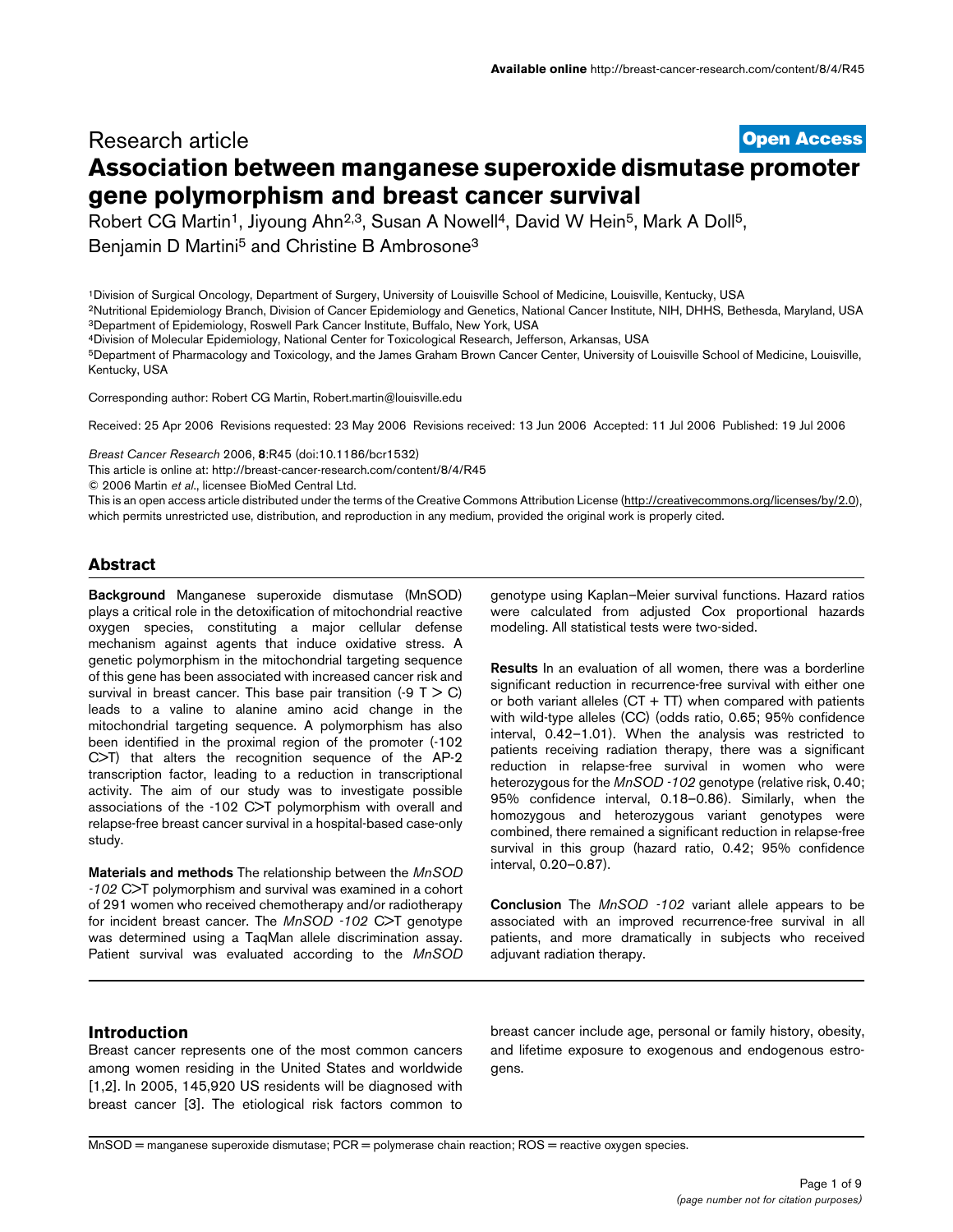Research article

**Open Access**

# Association between manganese superoxide dismutase promoter gene polymorphism and breast cancer survival

Robert CG Martin[1], Jiyoung Ahn[2,3], Susan A Nowell[4], David W Hein[5], Mark A Doll[5], Benjamin D Martini[5] and Christine B Ambrosone[3]

[1]Division of Surgical Oncology, Department of Surgery, University of Louisville School of Medicine, Louisville, Kentucky, USA
[2]Nutritional Epidemiology Branch, Division of Cancer Epidemiology and Genetics, National Cancer Institute, NIH, DHHS, Bethesda, Maryland, USA
[3]Department of Epidemiology, Roswell Park Cancer Institute, Buffalo, New York, USA
[4]Division of Molecular Epidemiology, National Center for Toxicological Research, Jefferson, Arkansas, USA
[5]Department of Pharmacology and Toxicology, and the James Graham Brown Cancer Center, University of Louisville School of Medicine, Louisville, Kentucky, USA

Corresponding author: Robert CG Martin, Robert.martin@louisville.edu

Received: 25 Apr 2006 Revisions requested: 23 May 2006 Revisions received: 13 Jun 2006 Accepted: 11 Jul 2006 Published: 19 Jul 2006

*Breast Cancer Research* 2006, **8**:R45 (doi:10.1186/bcr1532)
This article is online at: http://breast-cancer-research.com/content/8/4/R45
© 2006 Martin *et al*., licensee BioMed Central Ltd.
This is an open access article distributed under the terms of the Creative Commons Attribution License (http://creativecommons.org/licenses/by/2.0), which permits unrestricted use, distribution, and reproduction in any medium, provided the original work is properly cited.

## Abstract

**Background** Manganese superoxide dismutase (MnSOD) plays a critical role in the detoxification of mitochondrial reactive oxygen species, constituting a major cellular defense mechanism against agents that induce oxidative stress. A genetic polymorphism in the mitochondrial targeting sequence of this gene has been associated with increased cancer risk and survival in breast cancer. This base pair transition (-9 T > C) leads to a valine to alanine amino acid change in the mitochondrial targeting sequence. A polymorphism has also been identified in the proximal region of the promoter (-102 C>T) that alters the recognition sequence of the AP-2 transcription factor, leading to a reduction in transcriptional activity. The aim of our study was to investigate possible associations of the -102 C>T polymorphism with overall and relapse-free breast cancer survival in a hospital-based case-only study.

**Materials and methods** The relationship between the *MnSOD -102* C>T polymorphism and survival was examined in a cohort of 291 women who received chemotherapy and/or radiotherapy for incident breast cancer. The *MnSOD -102* C>T genotype was determined using a TaqMan allele discrimination assay. Patient survival was evaluated according to the *MnSOD* genotype using Kaplan–Meier survival functions. Hazard ratios were calculated from adjusted Cox proportional hazards modeling. All statistical tests were two-sided.

**Results** In an evaluation of all women, there was a borderline significant reduction in recurrence-free survival with either one or both variant alleles (CT + TT) when compared with patients with wild-type alleles (CC) (odds ratio, 0.65; 95% confidence interval, 0.42–1.01). When the analysis was restricted to patients receiving radiation therapy, there was a significant reduction in relapse-free survival in women who were heterozygous for the *MnSOD -102* genotype (relative risk, 0.40; 95% confidence interval, 0.18–0.86). Similarly, when the homozygous and heterozygous variant genotypes were combined, there remained a significant reduction in relapse-free survival in this group (hazard ratio, 0.42; 95% confidence interval, 0.20–0.87).

**Conclusion** The *MnSOD -102* variant allele appears to be associated with an improved recurrence-free survival in all patients, and more dramatically in subjects who received adjuvant radiation therapy.

## Introduction

Breast cancer represents one of the most common cancers among women residing in the United States and worldwide [1,2]. In 2005, 145,920 US residents will be diagnosed with breast cancer [3]. The etiological risk factors common to breast cancer include age, personal or family history, obesity, and lifetime exposure to exogenous and endogenous estrogens.

MnSOD = manganese superoxide dismutase; PCR = polymerase chain reaction; ROS = reactive oxygen species.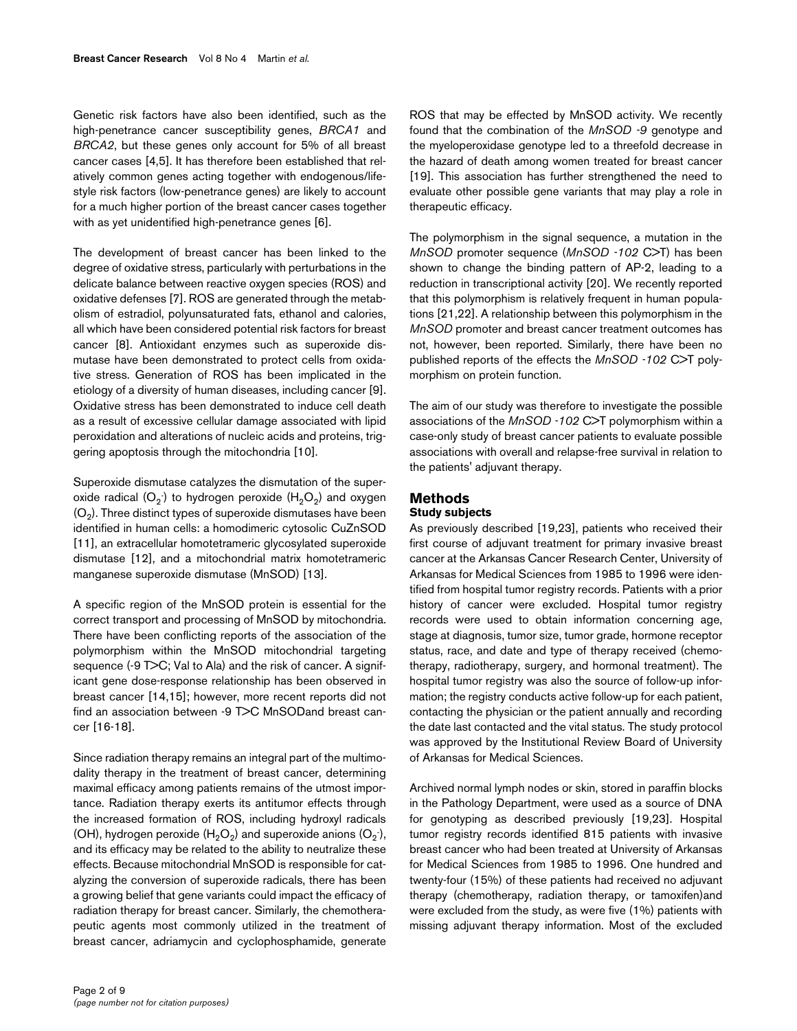Genetic risk factors have also been identified, such as the high-penetrance cancer susceptibility genes, *BRCA1* and *BRCA2*, but these genes only account for 5% of all breast cancer cases [4,5]. It has therefore been established that relatively common genes acting together with endogenous/lifestyle risk factors (low-penetrance genes) are likely to account for a much higher portion of the breast cancer cases together with as yet unidentified high-penetrance genes [6].

The development of breast cancer has been linked to the degree of oxidative stress, particularly with perturbations in the delicate balance between reactive oxygen species (ROS) and oxidative defenses [7]. ROS are generated through the metabolism of estradiol, polyunsaturated fats, ethanol and calories, all which have been considered potential risk factors for breast cancer [8]. Antioxidant enzymes such as superoxide dismutase have been demonstrated to protect cells from oxidative stress. Generation of ROS has been implicated in the etiology of a diversity of human diseases, including cancer [9]. Oxidative stress has been demonstrated to induce cell death as a result of excessive cellular damage associated with lipid peroxidation and alterations of nucleic acids and proteins, triggering apoptosis through the mitochondria [10].

Superoxide dismutase catalyzes the dismutation of the superoxide radical ($O_2^-$) to hydrogen peroxide ($H_2O_2$) and oxygen ($O_2$). Three distinct types of superoxide dismutases have been identified in human cells: a homodimeric cytosolic CuZnSOD [11], an extracellular homotetrameric glycosylated superoxide dismutase [12], and a mitochondrial matrix homotetrameric manganese superoxide dismutase (MnSOD) [13].

A specific region of the MnSOD protein is essential for the correct transport and processing of MnSOD by mitochondria. There have been conflicting reports of the association of the polymorphism within the MnSOD mitochondrial targeting sequence (-9 T>C; Val to Ala) and the risk of cancer. A significant gene dose-response relationship has been observed in breast cancer [14,15]; however, more recent reports did not find an association between -9 T>C MnSODand breast cancer [16-18].

Since radiation therapy remains an integral part of the multimodality therapy in the treatment of breast cancer, determining maximal efficacy among patients remains of the utmost importance. Radiation therapy exerts its antitumor effects through the increased formation of ROS, including hydroxyl radicals (OH), hydrogen peroxide ($H_2O_2$) and superoxide anions ($O_2^-$), and its efficacy may be related to the ability to neutralize these effects. Because mitochondrial MnSOD is responsible for catalyzing the conversion of superoxide radicals, there has been a growing belief that gene variants could impact the efficacy of radiation therapy for breast cancer. Similarly, the chemotherapeutic agents most commonly utilized in the treatment of breast cancer, adriamycin and cyclophosphamide, generate ROS that may be effected by MnSOD activity. We recently found that the combination of the *MnSOD -9* genotype and the myeloperoxidase genotype led to a threefold decrease in the hazard of death among women treated for breast cancer [19]. This association has further strengthened the need to evaluate other possible gene variants that may play a role in therapeutic efficacy.

The polymorphism in the signal sequence, a mutation in the *MnSOD* promoter sequence (*MnSOD -102* C>T) has been shown to change the binding pattern of AP-2, leading to a reduction in transcriptional activity [20]. We recently reported that this polymorphism is relatively frequent in human populations [21,22]. A relationship between this polymorphism in the *MnSOD* promoter and breast cancer treatment outcomes has not, however, been reported. Similarly, there have been no published reports of the effects the *MnSOD -102* C>T polymorphism on protein function.

The aim of our study was therefore to investigate the possible associations of the *MnSOD -102* C>T polymorphism within a case-only study of breast cancer patients to evaluate possible associations with overall and relapse-free survival in relation to the patients' adjuvant therapy.

## Methods

### Study subjects

As previously described [19,23], patients who received their first course of adjuvant treatment for primary invasive breast cancer at the Arkansas Cancer Research Center, University of Arkansas for Medical Sciences from 1985 to 1996 were identified from hospital tumor registry records. Patients with a prior history of cancer were excluded. Hospital tumor registry records were used to obtain information concerning age, stage at diagnosis, tumor size, tumor grade, hormone receptor status, race, and date and type of therapy received (chemotherapy, radiotherapy, surgery, and hormonal treatment). The hospital tumor registry was also the source of follow-up information; the registry conducts active follow-up for each patient, contacting the physician or the patient annually and recording the date last contacted and the vital status. The study protocol was approved by the Institutional Review Board of University of Arkansas for Medical Sciences.

Archived normal lymph nodes or skin, stored in paraffin blocks in the Pathology Department, were used as a source of DNA for genotyping as described previously [19,23]. Hospital tumor registry records identified 815 patients with invasive breast cancer who had been treated at University of Arkansas for Medical Sciences from 1985 to 1996. One hundred and twenty-four (15%) of these patients had received no adjuvant therapy (chemotherapy, radiation therapy, or tamoxifen)and were excluded from the study, as were five (1%) patients with missing adjuvant therapy information. Most of the excluded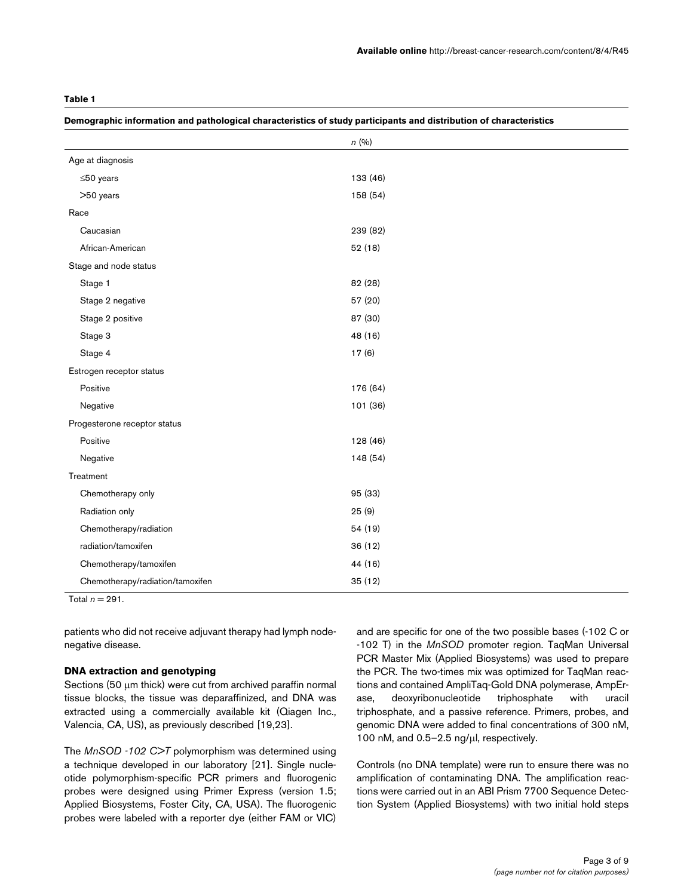**Table 1**

**Demographic information and pathological characteristics of study participants and distribution of characteristics**

| | *n* (%) |
|---|---|
| Age at diagnosis | |
| ≤50 years | 133 (46) |
| >50 years | 158 (54) |
| Race | |
| Caucasian | 239 (82) |
| African-American | 52 (18) |
| Stage and node status | |
| Stage 1 | 82 (28) |
| Stage 2 negative | 57 (20) |
| Stage 2 positive | 87 (30) |
| Stage 3 | 48 (16) |
| Stage 4 | 17 (6) |
| Estrogen receptor status | |
| Positive | 176 (64) |
| Negative | 101 (36) |
| Progesterone receptor status | |
| Positive | 128 (46) |
| Negative | 148 (54) |
| Treatment | |
| Chemotherapy only | 95 (33) |
| Radiation only | 25 (9) |
| Chemotherapy/radiation | 54 (19) |
| radiation/tamoxifen | 36 (12) |
| Chemotherapy/tamoxifen | 44 (16) |
| Chemotherapy/radiation/tamoxifen | 35 (12) |

Total *n* = 291.

patients who did not receive adjuvant therapy had lymph node-negative disease.

### DNA extraction and genotyping

Sections (50 μm thick) were cut from archived paraffin normal tissue blocks, the tissue was deparaffinized, and DNA was extracted using a commercially available kit (Qiagen Inc., Valencia, CA, US), as previously described [19,23].

The *MnSOD -102 C>T* polymorphism was determined using a technique developed in our laboratory [21]. Single nucleotide polymorphism-specific PCR primers and fluorogenic probes were designed using Primer Express (version 1.5; Applied Biosystems, Foster City, CA, USA). The fluorogenic probes were labeled with a reporter dye (either FAM or VIC) and are specific for one of the two possible bases (-102 C or -102 T) in the *MnSOD* promoter region. TaqMan Universal PCR Master Mix (Applied Biosystems) was used to prepare the PCR. The two-times mix was optimized for TaqMan reactions and contained AmpliTaq-Gold DNA polymerase, AmpErase, deoxyribonucleotide triphosphate with uracil triphosphate, and a passive reference. Primers, probes, and genomic DNA were added to final concentrations of 300 nM, 100 nM, and 0.5–2.5 ng/μl, respectively.

Controls (no DNA template) were run to ensure there was no amplification of contaminating DNA. The amplification reactions were carried out in an ABI Prism 7700 Sequence Detection System (Applied Biosystems) with two initial hold steps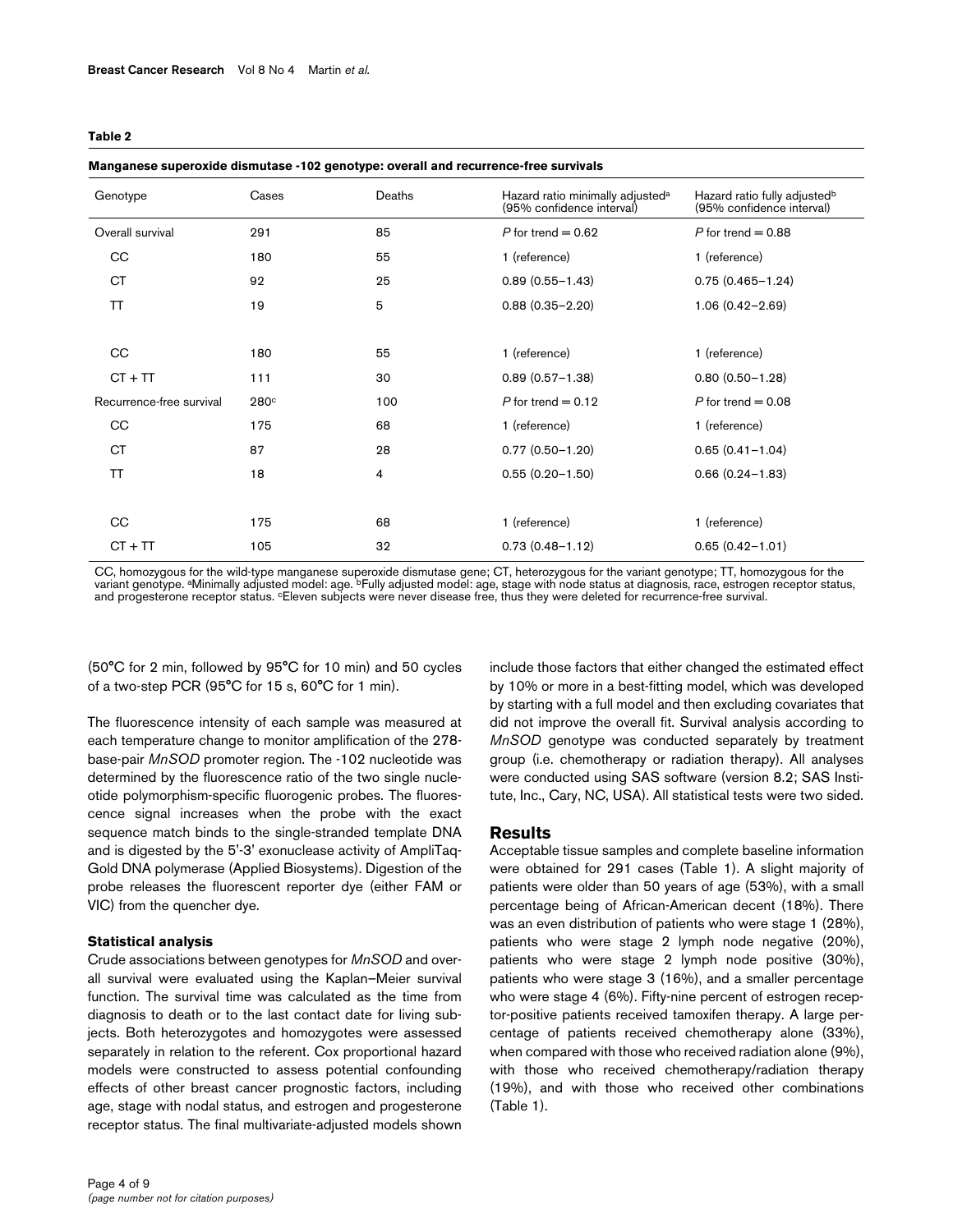**Table 2**

**Manganese superoxide dismutase -102 genotype: overall and recurrence-free survivals**

| Genotype | Cases | Deaths | Hazard ratio minimally adjusted[a] (95% confidence interval) | Hazard ratio fully adjusted[b] (95% confidence interval) |
|---|---|---|---|---|
| Overall survival | 291 | 85 | $P$ for trend = 0.62 | $P$ for trend = 0.88 |
| CC | 180 | 55 | 1 (reference) | 1 (reference) |
| CT | 92 | 25 | 0.89 (0.55–1.43) | 0.75 (0.465–1.24) |
| TT | 19 | 5 | 0.88 (0.35–2.20) | 1.06 (0.42–2.69) |
| | | | | |
| CC | 180 | 55 | 1 (reference) | 1 (reference) |
| CT + TT | 111 | 30 | 0.89 (0.57–1.38) | 0.80 (0.50–1.28) |
| Recurrence-free survival | 280[c] | 100 | $P$ for trend = 0.12 | $P$ for trend = 0.08 |
| CC | 175 | 68 | 1 (reference) | 1 (reference) |
| CT | 87 | 28 | 0.77 (0.50–1.20) | 0.65 (0.41–1.04) |
| TT | 18 | 4 | 0.55 (0.20–1.50) | 0.66 (0.24–1.83) |
| | | | | |
| CC | 175 | 68 | 1 (reference) | 1 (reference) |
| CT + TT | 105 | 32 | 0.73 (0.48–1.12) | 0.65 (0.42–1.01) |

CC, homozygous for the wild-type manganese superoxide dismutase gene; CT, heterozygous for the variant genotype; TT, homozygous for the variant genotype. [a]Minimally adjusted model: age. [b]Fully adjusted model: age, stage with node status at diagnosis, race, estrogen receptor status, and progesterone receptor status. [c]Eleven subjects were never disease free, thus they were deleted for recurrence-free survival.

(50°C for 2 min, followed by 95°C for 10 min) and 50 cycles of a two-step PCR (95°C for 15 s, 60°C for 1 min).

The fluorescence intensity of each sample was measured at each temperature change to monitor amplification of the 278-base-pair *MnSOD* promoter region. The -102 nucleotide was determined by the fluorescence ratio of the two single nucleotide polymorphism-specific fluorogenic probes. The fluorescence signal increases when the probe with the exact sequence match binds to the single-stranded template DNA and is digested by the 5'-3' exonuclease activity of AmpliTaq-Gold DNA polymerase (Applied Biosystems). Digestion of the probe releases the fluorescent reporter dye (either FAM or VIC) from the quencher dye.

### Statistical analysis

Crude associations between genotypes for *MnSOD* and overall survival were evaluated using the Kaplan–Meier survival function. The survival time was calculated as the time from diagnosis to death or to the last contact date for living subjects. Both heterozygotes and homozygotes were assessed separately in relation to the referent. Cox proportional hazard models were constructed to assess potential confounding effects of other breast cancer prognostic factors, including age, stage with nodal status, and estrogen and progesterone receptor status. The final multivariate-adjusted models shown include those factors that either changed the estimated effect by 10% or more in a best-fitting model, which was developed by starting with a full model and then excluding covariates that did not improve the overall fit. Survival analysis according to *MnSOD* genotype was conducted separately by treatment group (i.e. chemotherapy or radiation therapy). All analyses were conducted using SAS software (version 8.2; SAS Institute, Inc., Cary, NC, USA). All statistical tests were two sided.

## Results

Acceptable tissue samples and complete baseline information were obtained for 291 cases (Table 1). A slight majority of patients were older than 50 years of age (53%), with a small percentage being of African-American decent (18%). There was an even distribution of patients who were stage 1 (28%), patients who were stage 2 lymph node negative (20%), patients who were stage 2 lymph node positive (30%), patients who were stage 3 (16%), and a smaller percentage who were stage 4 (6%). Fifty-nine percent of estrogen receptor-positive patients received tamoxifen therapy. A large percentage of patients received chemotherapy alone (33%), when compared with those who received radiation alone (9%), with those who received chemotherapy/radiation therapy (19%), and with those who received other combinations (Table 1).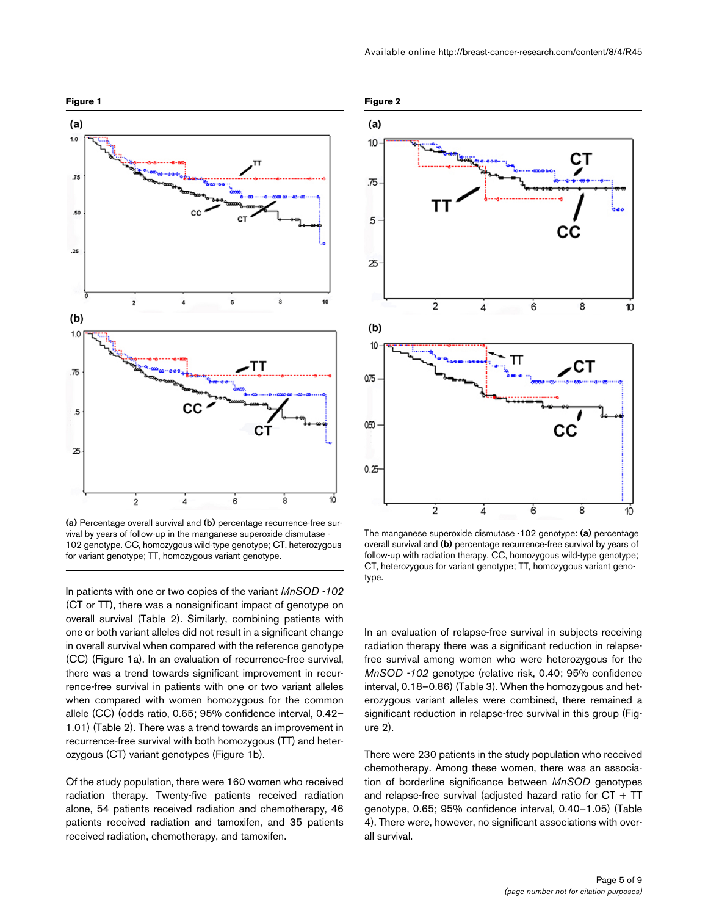**Figure 1**

(a) Percentage overall survival and (b) percentage recurrence-free survival by years of follow-up in the manganese superoxide dismutase -102 genotype. CC, homozygous wild-type genotype; CT, heterozygous for variant genotype; TT, homozygous variant genotype.

In patients with one or two copies of the variant *MnSOD -102* (CT or TT), there was a nonsignificant impact of genotype on overall survival (Table 2). Similarly, combining patients with one or both variant alleles did not result in a significant change in overall survival when compared with the reference genotype (CC) (Figure 1a). In an evaluation of recurrence-free survival, there was a trend towards significant improvement in recurrence-free survival in patients with one or two variant alleles when compared with women homozygous for the common allele (CC) (odds ratio, 0.65; 95% confidence interval, 0.42–1.01) (Table 2). There was a trend towards an improvement in recurrence-free survival with both homozygous (TT) and heterozygous (CT) variant genotypes (Figure 1b).

Of the study population, there were 160 women who received radiation therapy. Twenty-five patients received radiation alone, 54 patients received radiation and chemotherapy, 46 patients received radiation and tamoxifen, and 35 patients received radiation, chemotherapy, and tamoxifen.

**Figure 2**

The manganese superoxide dismutase -102 genotype: (a) percentage overall survival and (b) percentage recurrence-free survival by years of follow-up with radiation therapy. CC, homozygous wild-type genotype; CT, heterozygous for variant genotype; TT, homozygous variant genotype.

In an evaluation of relapse-free survival in subjects receiving radiation therapy there was a significant reduction in relapse-free survival among women who were heterozygous for the *MnSOD -102* genotype (relative risk, 0.40; 95% confidence interval, 0.18–0.86) (Table 3). When the homozygous and heterozygous variant alleles were combined, there remained a significant reduction in relapse-free survival in this group (Figure 2).

There were 230 patients in the study population who received chemotherapy. Among these women, there was an association of borderline significance between *MnSOD* genotypes and relapse-free survival (adjusted hazard ratio for CT + TT genotype, 0.65; 95% confidence interval, 0.40–1.05) (Table 4). There were, however, no significant associations with overall survival.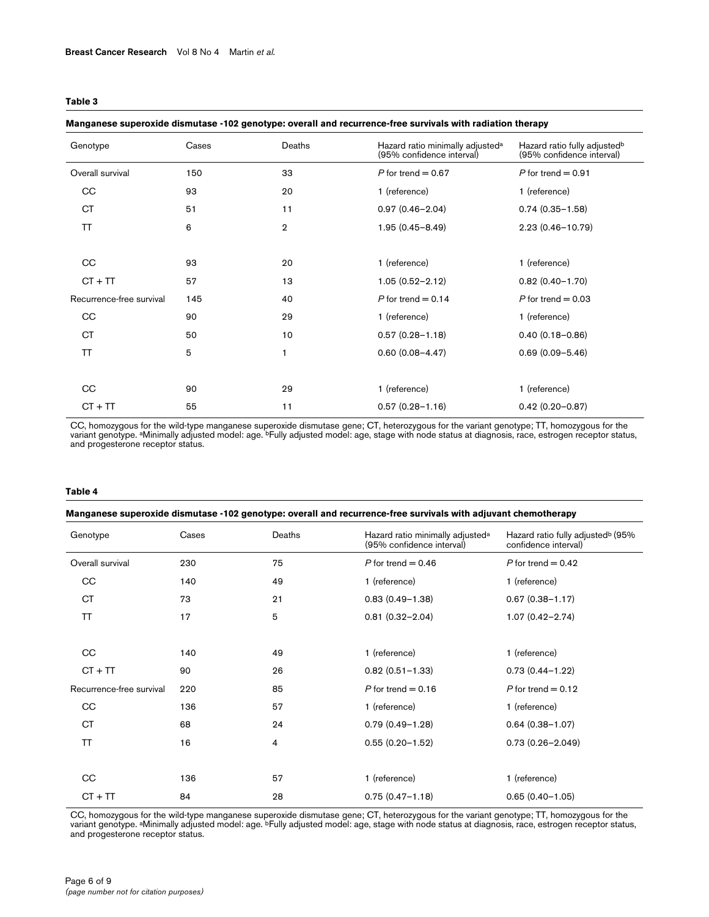**Table 3**

**Manganese superoxide dismutase -102 genotype: overall and recurrence-free survivals with radiation therapy**

| Genotype | Cases | Deaths | Hazard ratio minimally adjusted[a] (95% confidence interval) | Hazard ratio fully adjusted[b] (95% confidence interval) |
|---|---|---|---|---|
| Overall survival | 150 | 33 | *P* for trend = 0.67 | *P* for trend = 0.91 |
| CC | 93 | 20 | 1 (reference) | 1 (reference) |
| CT | 51 | 11 | 0.97 (0.46–2.04) | 0.74 (0.35–1.58) |
| TT | 6 | 2 | 1.95 (0.45–8.49) | 2.23 (0.46–10.79) |
| | | | | |
| CC | 93 | 20 | 1 (reference) | 1 (reference) |
| CT + TT | 57 | 13 | 1.05 (0.52–2.12) | 0.82 (0.40–1.70) |
| Recurrence-free survival | 145 | 40 | *P* for trend = 0.14 | *P* for trend = 0.03 |
| CC | 90 | 29 | 1 (reference) | 1 (reference) |
| CT | 50 | 10 | 0.57 (0.28–1.18) | 0.40 (0.18–0.86) |
| TT | 5 | 1 | 0.60 (0.08–4.47) | 0.69 (0.09–5.46) |
| | | | | |
| CC | 90 | 29 | 1 (reference) | 1 (reference) |
| CT + TT | 55 | 11 | 0.57 (0.28–1.16) | 0.42 (0.20–0.87) |

CC, homozygous for the wild-type manganese superoxide dismutase gene; CT, heterozygous for the variant genotype; TT, homozygous for the variant genotype. [a]Minimally adjusted model: age. [b]Fully adjusted model: age, stage with node status at diagnosis, race, estrogen receptor status, and progesterone receptor status.

**Table 4**

**Manganese superoxide dismutase -102 genotype: overall and recurrence-free survivals with adjuvant chemotherapy**

| Genotype | Cases | Deaths | Hazard ratio minimally adjusted[a] (95% confidence interval) | Hazard ratio fully adjusted[b] (95% confidence interval) |
|---|---|---|---|---|
| Overall survival | 230 | 75 | *P* for trend = 0.46 | *P* for trend = 0.42 |
| CC | 140 | 49 | 1 (reference) | 1 (reference) |
| CT | 73 | 21 | 0.83 (0.49–1.38) | 0.67 (0.38–1.17) |
| TT | 17 | 5 | 0.81 (0.32–2.04) | 1.07 (0.42–2.74) |
| | | | | |
| CC | 140 | 49 | 1 (reference) | 1 (reference) |
| CT + TT | 90 | 26 | 0.82 (0.51–1.33) | 0.73 (0.44–1.22) |
| Recurrence-free survival | 220 | 85 | *P* for trend = 0.16 | *P* for trend = 0.12 |
| CC | 136 | 57 | 1 (reference) | 1 (reference) |
| CT | 68 | 24 | 0.79 (0.49–1.28) | 0.64 (0.38–1.07) |
| TT | 16 | 4 | 0.55 (0.20–1.52) | 0.73 (0.26–2.049) |
| | | | | |
| CC | 136 | 57 | 1 (reference) | 1 (reference) |
| CT + TT | 84 | 28 | 0.75 (0.47–1.18) | 0.65 (0.40–1.05) |

CC, homozygous for the wild-type manganese superoxide dismutase gene; CT, heterozygous for the variant genotype; TT, homozygous for the variant genotype. [a]Minimally adjusted model: age. [b]Fully adjusted model: age, stage with node status at diagnosis, race, estrogen receptor status, and progesterone receptor status.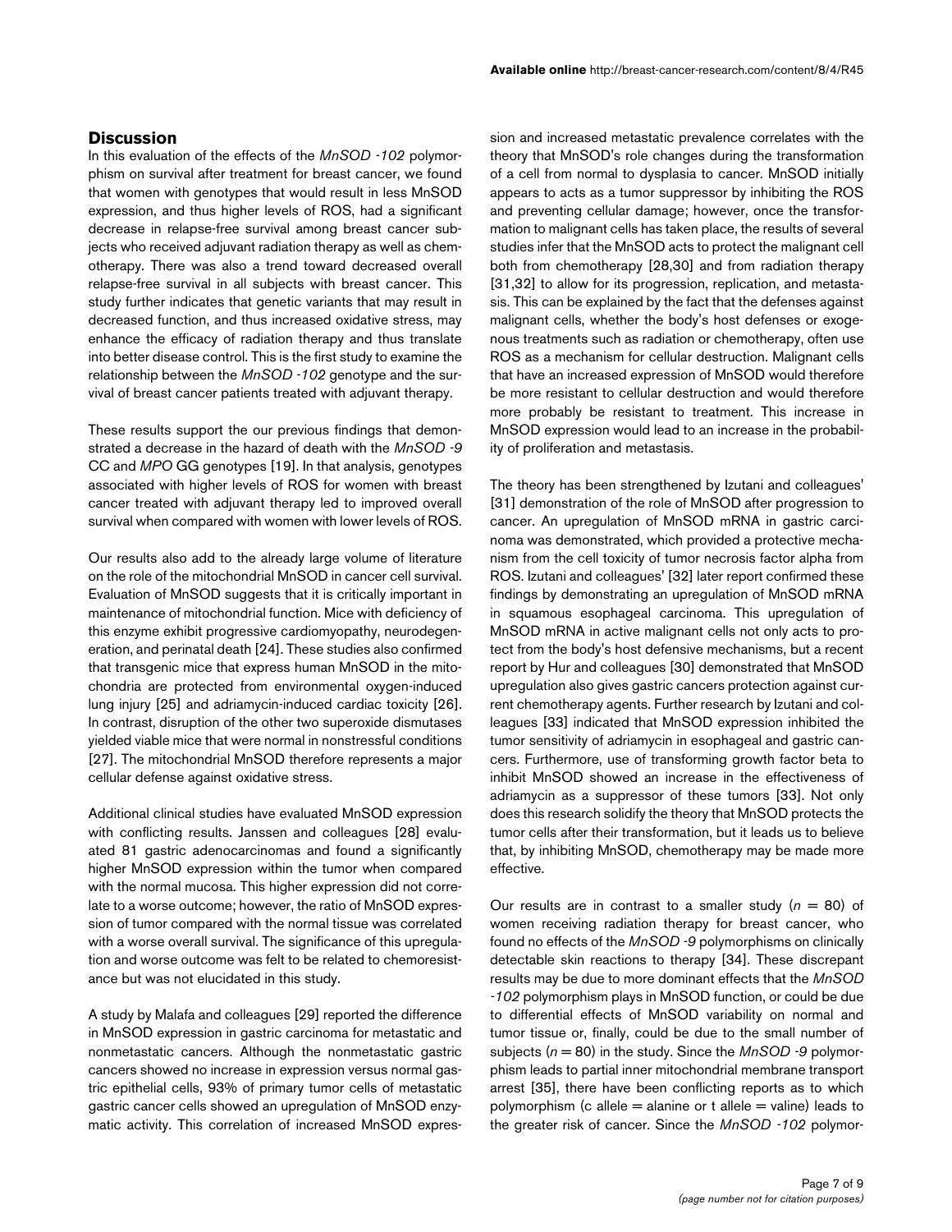## Discussion

In this evaluation of the effects of the *MnSOD -102* polymorphism on survival after treatment for breast cancer, we found that women with genotypes that would result in less MnSOD expression, and thus higher levels of ROS, had a significant decrease in relapse-free survival among breast cancer subjects who received adjuvant radiation therapy as well as chemotherapy. There was also a trend toward decreased overall relapse-free survival in all subjects with breast cancer. This study further indicates that genetic variants that may result in decreased function, and thus increased oxidative stress, may enhance the efficacy of radiation therapy and thus translate into better disease control. This is the first study to examine the relationship between the *MnSOD -102* genotype and the survival of breast cancer patients treated with adjuvant therapy.

These results support the our previous findings that demonstrated a decrease in the hazard of death with the *MnSOD -9* CC and *MPO* GG genotypes [19]. In that analysis, genotypes associated with higher levels of ROS for women with breast cancer treated with adjuvant therapy led to improved overall survival when compared with women with lower levels of ROS.

Our results also add to the already large volume of literature on the role of the mitochondrial MnSOD in cancer cell survival. Evaluation of MnSOD suggests that it is critically important in maintenance of mitochondrial function. Mice with deficiency of this enzyme exhibit progressive cardiomyopathy, neurodegeneration, and perinatal death [24]. These studies also confirmed that transgenic mice that express human MnSOD in the mitochondria are protected from environmental oxygen-induced lung injury [25] and adriamycin-induced cardiac toxicity [26]. In contrast, disruption of the other two superoxide dismutases yielded viable mice that were normal in nonstressful conditions [27]. The mitochondrial MnSOD therefore represents a major cellular defense against oxidative stress.

Additional clinical studies have evaluated MnSOD expression with conflicting results. Janssen and colleagues [28] evaluated 81 gastric adenocarcinomas and found a significantly higher MnSOD expression within the tumor when compared with the normal mucosa. This higher expression did not correlate to a worse outcome; however, the ratio of MnSOD expression of tumor compared with the normal tissue was correlated with a worse overall survival. The significance of this upregulation and worse outcome was felt to be related to chemoresistance but was not elucidated in this study.

A study by Malafa and colleagues [29] reported the difference in MnSOD expression in gastric carcinoma for metastatic and nonmetastatic cancers. Although the nonmetastatic gastric cancers showed no increase in expression versus normal gastric epithelial cells, 93% of primary tumor cells of metastatic gastric cancer cells showed an upregulation of MnSOD enzymatic activity. This correlation of increased MnSOD expression and increased metastatic prevalence correlates with the theory that MnSOD's role changes during the transformation of a cell from normal to dysplasia to cancer. MnSOD initially appears to acts as a tumor suppressor by inhibiting the ROS and preventing cellular damage; however, once the transformation to malignant cells has taken place, the results of several studies infer that the MnSOD acts to protect the malignant cell both from chemotherapy [28,30] and from radiation therapy [31,32] to allow for its progression, replication, and metastasis. This can be explained by the fact that the defenses against malignant cells, whether the body's host defenses or exogenous treatments such as radiation or chemotherapy, often use ROS as a mechanism for cellular destruction. Malignant cells that have an increased expression of MnSOD would therefore be more resistant to cellular destruction and would therefore more probably be resistant to treatment. This increase in MnSOD expression would lead to an increase in the probability of proliferation and metastasis.

The theory has been strengthened by Izutani and colleagues' [31] demonstration of the role of MnSOD after progression to cancer. An upregulation of MnSOD mRNA in gastric carcinoma was demonstrated, which provided a protective mechanism from the cell toxicity of tumor necrosis factor alpha from ROS. Izutani and colleagues' [32] later report confirmed these findings by demonstrating an upregulation of MnSOD mRNA in squamous esophageal carcinoma. This upregulation of MnSOD mRNA in active malignant cells not only acts to protect from the body's host defensive mechanisms, but a recent report by Hur and colleagues [30] demonstrated that MnSOD upregulation also gives gastric cancers protection against current chemotherapy agents. Further research by Izutani and colleagues [33] indicated that MnSOD expression inhibited the tumor sensitivity of adriamycin in esophageal and gastric cancers. Furthermore, use of transforming growth factor beta to inhibit MnSOD showed an increase in the effectiveness of adriamycin as a suppressor of these tumors [33]. Not only does this research solidify the theory that MnSOD protects the tumor cells after their transformation, but it leads us to believe that, by inhibiting MnSOD, chemotherapy may be made more effective.

Our results are in contrast to a smaller study ($n = 80$) of women receiving radiation therapy for breast cancer, who found no effects of the *MnSOD -9* polymorphisms on clinically detectable skin reactions to therapy [34]. These discrepant results may be due to more dominant effects that the *MnSOD -102* polymorphism plays in MnSOD function, or could be due to differential effects of MnSOD variability on normal and tumor tissue or, finally, could be due to the small number of subjects ($n = 80$) in the study. Since the *MnSOD -9* polymorphism leads to partial inner mitochondrial membrane transport arrest [35], there have been conflicting reports as to which polymorphism (c allele = alanine or t allele = valine) leads to the greater risk of cancer. Since the *MnSOD -102* polymor-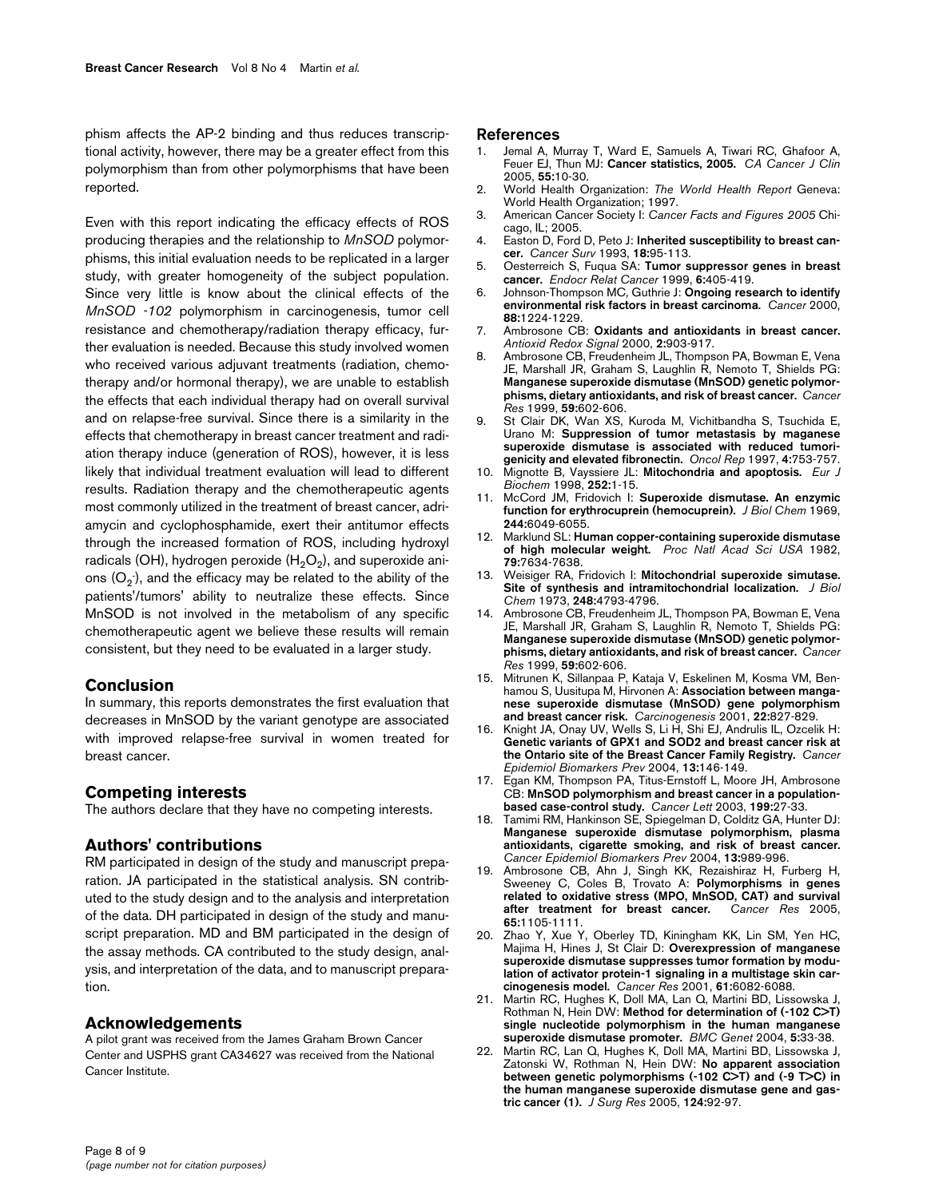phism affects the AP-2 binding and thus reduces transcriptional activity, however, there may be a greater effect from this polymorphism than from other polymorphisms that have been reported.

Even with this report indicating the efficacy effects of ROS producing therapies and the relationship to *MnSOD* polymorphisms, this initial evaluation needs to be replicated in a larger study, with greater homogeneity of the subject population. Since very little is know about the clinical effects of the *MnSOD -102* polymorphism in carcinogenesis, tumor cell resistance and chemotherapy/radiation therapy efficacy, further evaluation is needed. Because this study involved women who received various adjuvant treatments (radiation, chemotherapy and/or hormonal therapy), we are unable to establish the effects that each individual therapy had on overall survival and on relapse-free survival. Since there is a similarity in the effects that chemotherapy in breast cancer treatment and radiation therapy induce (generation of ROS), however, it is less likely that individual treatment evaluation will lead to different results. Radiation therapy and the chemotherapeutic agents most commonly utilized in the treatment of breast cancer, adriamycin and cyclophosphamide, exert their antitumor effects through the increased formation of ROS, including hydroxyl radicals (OH), hydrogen peroxide ($H_2O_2$), and superoxide anions ($O_2^-$), and the efficacy may be related to the ability of the patients'/tumors' ability to neutralize these effects. Since MnSOD is not involved in the metabolism of any specific chemotherapeutic agent we believe these results will remain consistent, but they need to be evaluated in a larger study.

## Conclusion

In summary, this reports demonstrates the first evaluation that decreases in MnSOD by the variant genotype are associated with improved relapse-free survival in women treated for breast cancer.

## Competing interests

The authors declare that they have no competing interests.

## Authors' contributions

RM participated in design of the study and manuscript preparation. JA participated in the statistical analysis. SN contributed to the study design and to the analysis and interpretation of the data. DH participated in design of the study and manuscript preparation. MD and BM participated in the design of the assay methods. CA contributed to the study design, analysis, and interpretation of the data, and to manuscript preparation.

## Acknowledgements

A pilot grant was received from the James Graham Brown Cancer Center and USPHS grant CA34627 was received from the National Cancer Institute.

## References

1. Jemal A, Murray T, Ward E, Samuels A, Tiwari RC, Ghafoor A, Feuer EJ, Thun MJ: **Cancer statistics, 2005.** *CA Cancer J Clin* 2005, **55:**10-30.
2. World Health Organization: *The World Health Report* Geneva: World Health Organization; 1997.
3. American Cancer Society I: *Cancer Facts and Figures 2005* Chicago, IL; 2005.
4. Easton D, Ford D, Peto J: **Inherited susceptibility to breast cancer.** *Cancer Surv* 1993, **18:**95-113.
5. Oesterreich S, Fuqua SA: **Tumor suppressor genes in breast cancer.** *Endocr Relat Cancer* 1999, **6:**405-419.
6. Johnson-Thompson MC, Guthrie J: **Ongoing research to identify environmental risk factors in breast carcinoma.** *Cancer* 2000, **88:**1224-1229.
7. Ambrosone CB: **Oxidants and antioxidants in breast cancer.** *Antioxid Redox Signal* 2000, **2:**903-917.
8. Ambrosone CB, Freudenheim JL, Thompson PA, Bowman E, Vena JE, Marshall JR, Graham S, Laughlin R, Nemoto T, Shields PG: **Manganese superoxide dismutase (MnSOD) genetic polymorphisms, dietary antioxidants, and risk of breast cancer.** *Cancer Res* 1999, **59:**602-606.
9. St Clair DK, Wan XS, Kuroda M, Vichitbandha S, Tsuchida E, Urano M: **Suppression of tumor metastasis by maganese superoxide dismutase is associated with reduced tumorigenicity and elevated fibronectin.** *Oncol Rep* 1997, **4:**753-757.
10. Mignotte B, Vayssiere JL: **Mitochondria and apoptosis.** *Eur J Biochem* 1998, **252:**1-15.
11. McCord JM, Fridovich I: **Superoxide dismutase. An enzymic function for erythrocuprein (hemocuprein).** *J Biol Chem* 1969, **244:**6049-6055.
12. Marklund SL: **Human copper-containing superoxide dismutase of high molecular weight.** *Proc Natl Acad Sci USA* 1982, **79:**7634-7638.
13. Weisiger RA, Fridovich I: **Mitochondrial superoxide simutase. Site of synthesis and intramitochondrial localization.** *J Biol Chem* 1973, **248:**4793-4796.
14. Ambrosone CB, Freudenheim JL, Thompson PA, Bowman E, Vena JE, Marshall JR, Graham S, Laughlin R, Nemoto T, Shields PG: **Manganese superoxide dismutase (MnSOD) genetic polymorphisms, dietary antioxidants, and risk of breast cancer.** *Cancer Res* 1999, **59:**602-606.
15. Mitrunen K, Sillanpaa P, Kataja V, Eskelinen M, Kosma VM, Benhamou S, Uusitupa M, Hirvonen A: **Association between manganese superoxide dismutase (MnSOD) gene polymorphism and breast cancer risk.** *Carcinogenesis* 2001, **22:**827-829.
16. Knight JA, Onay UV, Wells S, Li H, Shi EJ, Andrulis IL, Ozcelik H: **Genetic variants of GPX1 and SOD2 and breast cancer risk at the Ontario site of the Breast Cancer Family Registry.** *Cancer Epidemiol Biomarkers Prev* 2004, **13:**146-149.
17. Egan KM, Thompson PA, Titus-Ernstoff L, Moore JH, Ambrosone CB: **MnSOD polymorphism and breast cancer in a population-based case-control study.** *Cancer Lett* 2003, **199:**27-33.
18. Tamimi RM, Hankinson SE, Spiegelman D, Colditz GA, Hunter DJ: **Manganese superoxide dismutase polymorphism, plasma antioxidants, cigarette smoking, and risk of breast cancer.** *Cancer Epidemiol Biomarkers Prev* 2004, **13:**989-996.
19. Ambrosone CB, Ahn J, Singh KK, Rezaishiraz H, Furberg H, Sweeney C, Coles B, Trovato A: **Polymorphisms in genes related to oxidative stress (MPO, MnSOD, CAT) and survival after treatment for breast cancer.** *Cancer Res* 2005, **65:**1105-1111.
20. Zhao Y, Xue Y, Oberley TD, Kiningham KK, Lin SM, Yen HC, Majima H, Hines J, St Clair D: **Overexpression of manganese superoxide dismutase suppresses tumor formation by modulation of activator protein-1 signaling in a multistage skin carcinogenesis model.** *Cancer Res* 2001, **61:**6082-6088.
21. Martin RC, Hughes K, Doll MA, Lan Q, Martini BD, Lissowska J, Rothman N, Hein DW: **Method for determination of (-102 C>T) single nucleotide polymorphism in the human manganese superoxide dismutase promoter.** *BMC Genet* 2004, **5:**33-38.
22. Martin RC, Lan Q, Hughes K, Doll MA, Martini BD, Lissowska J, Zatonski W, Rothman N, Hein DW: **No apparent association between genetic polymorphisms (-102 C>T) and (-9 T>C) in the human manganese superoxide dismutase gene and gastric cancer (1).** *J Surg Res* 2005, **124:**92-97.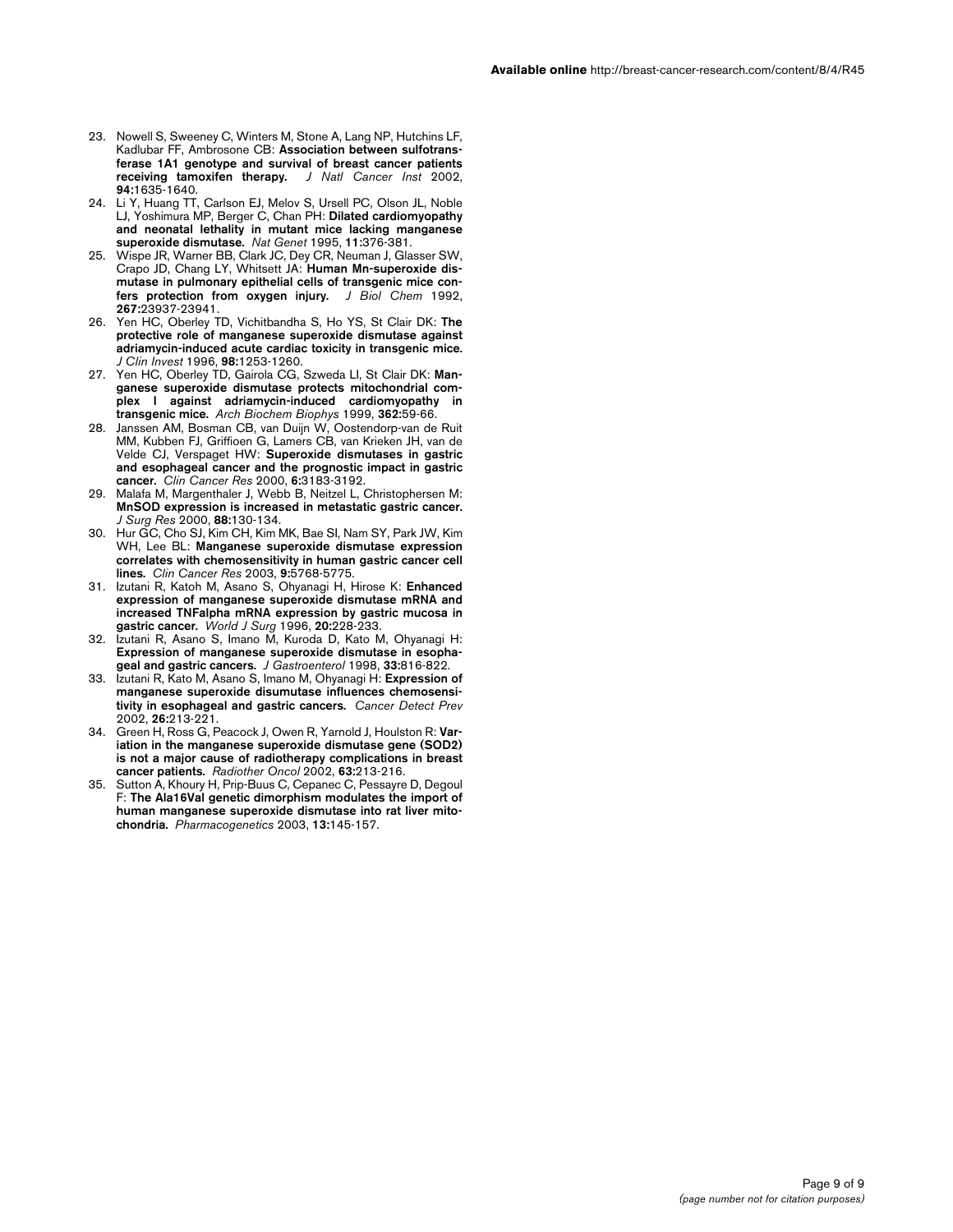23. Nowell S, Sweeney C, Winters M, Stone A, Lang NP, Hutchins LF, Kadlubar FF, Ambrosone CB: **Association between sulfotransferase 1A1 genotype and survival of breast cancer patients receiving tamoxifen therapy.** *J Natl Cancer Inst* 2002, **94:**1635-1640.
24. Li Y, Huang TT, Carlson EJ, Melov S, Ursell PC, Olson JL, Noble LJ, Yoshimura MP, Berger C, Chan PH: **Dilated cardiomyopathy and neonatal lethality in mutant mice lacking manganese superoxide dismutase.** *Nat Genet* 1995, **11:**376-381.
25. Wispe JR, Warner BB, Clark JC, Dey CR, Neuman J, Glasser SW, Crapo JD, Chang LY, Whitsett JA: **Human Mn-superoxide dismutase in pulmonary epithelial cells of transgenic mice confers protection from oxygen injury.** *J Biol Chem* 1992, **267:**23937-23941.
26. Yen HC, Oberley TD, Vichitbandha S, Ho YS, St Clair DK: **The protective role of manganese superoxide dismutase against adriamycin-induced acute cardiac toxicity in transgenic mice.** *J Clin Invest* 1996, **98:**1253-1260.
27. Yen HC, Oberley TD, Gairola CG, Szweda LI, St Clair DK: **Manganese superoxide dismutase protects mitochondrial complex I against adriamycin-induced cardiomyopathy in transgenic mice.** *Arch Biochem Biophys* 1999, **362:**59-66.
28. Janssen AM, Bosman CB, van Duijn W, Oostendorp-van de Ruit MM, Kubben FJ, Griffioen G, Lamers CB, van Krieken JH, van de Velde CJ, Verspaget HW: **Superoxide dismutases in gastric and esophageal cancer and the prognostic impact in gastric cancer.** *Clin Cancer Res* 2000, **6:**3183-3192.
29. Malafa M, Margenthaler J, Webb B, Neitzel L, Christophersen M: **MnSOD expression is increased in metastatic gastric cancer.** *J Surg Res* 2000, **88:**130-134.
30. Hur GC, Cho SJ, Kim CH, Kim MK, Bae SI, Nam SY, Park JW, Kim WH, Lee BL: **Manganese superoxide dismutase expression correlates with chemosensitivity in human gastric cancer cell lines.** *Clin Cancer Res* 2003, **9:**5768-5775.
31. Izutani R, Katoh M, Asano S, Ohyanagi H, Hirose K: **Enhanced expression of manganese superoxide dismutase mRNA and increased TNFalpha mRNA expression by gastric mucosa in gastric cancer.** *World J Surg* 1996, **20:**228-233.
32. Izutani R, Asano S, Imano M, Kuroda D, Kato M, Ohyanagi H: **Expression of manganese superoxide dismutase in esophageal and gastric cancers.** *J Gastroenterol* 1998, **33:**816-822.
33. Izutani R, Kato M, Asano S, Imano M, Ohyanagi H: **Expression of manganese superoxide disumutase influences chemosensitivity in esophageal and gastric cancers.** *Cancer Detect Prev* 2002, **26:**213-221.
34. Green H, Ross G, Peacock J, Owen R, Yarnold J, Houlston R: **Variation in the manganese superoxide dismutase gene (SOD2) is not a major cause of radiotherapy complications in breast cancer patients.** *Radiother Oncol* 2002, **63:**213-216.
35. Sutton A, Khoury H, Prip-Buus C, Cepanec C, Pessayre D, Degoul F: **The Ala16Val genetic dimorphism modulates the import of human manganese superoxide dismutase into rat liver mitochondria.** *Pharmacogenetics* 2003, **13:**145-157.